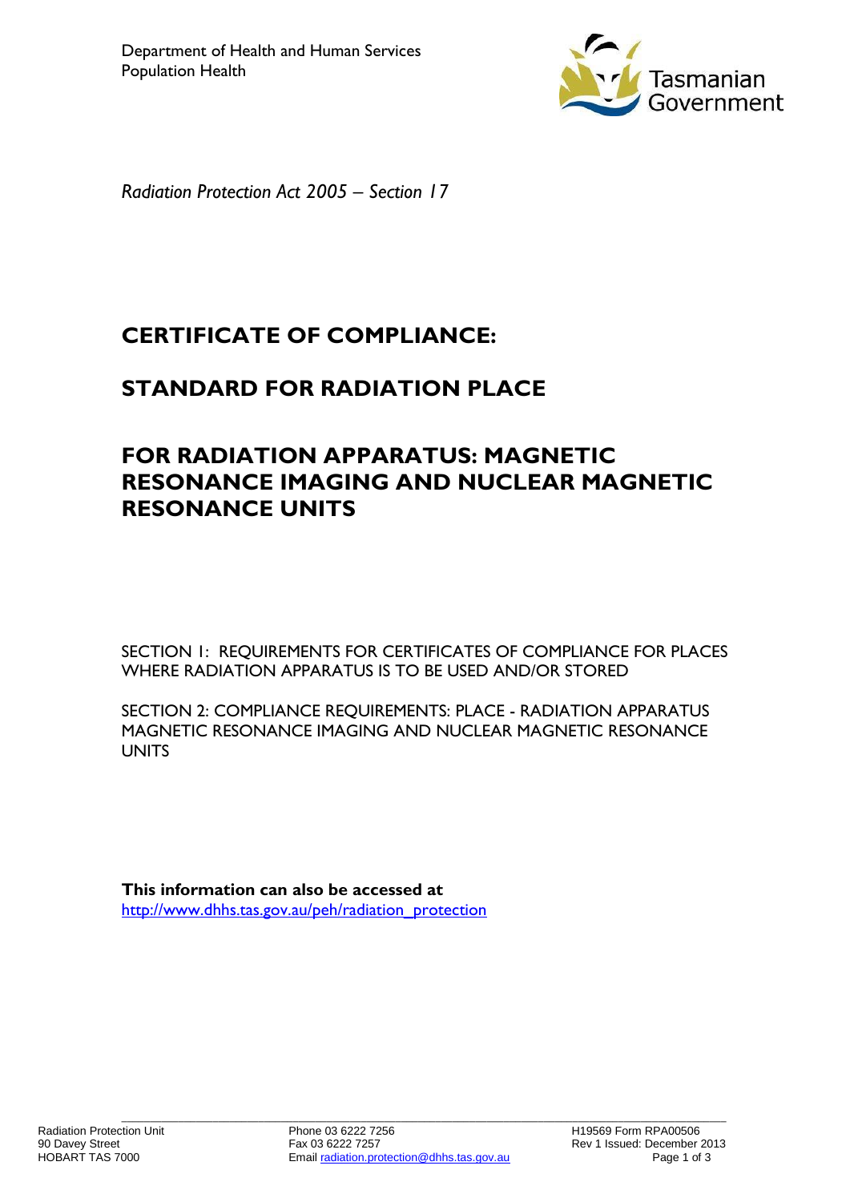Department of Health and Human Services
Population Health

*Radiation Protection Act 2005 – Section 17*

# CERTIFICATE OF COMPLIANCE:

# STANDARD FOR RADIATION PLACE

# FOR RADIATION APPARATUS: MAGNETIC RESONANCE IMAGING AND NUCLEAR MAGNETIC RESONANCE UNITS

SECTION 1: REQUIREMENTS FOR CERTIFICATES OF COMPLIANCE FOR PLACES WHERE RADIATION APPARATUS IS TO BE USED AND/OR STORED

SECTION 2: COMPLIANCE REQUIREMENTS: PLACE - RADIATION APPARATUS MAGNETIC RESONANCE IMAGING AND NUCLEAR MAGNETIC RESONANCE UNITS

**This information can also be accessed at**
http://www.dhhs.tas.gov.au/peh/radiation_protection

Radiation Protection Unit
90 Davey Street
HOBART TAS 7000

Phone 03 6222 7256
Fax 03 6222 7257
Email radiation.protection@dhhs.tas.gov.au

H19569 Form RPA00506
Rev 1 Issued: December 2013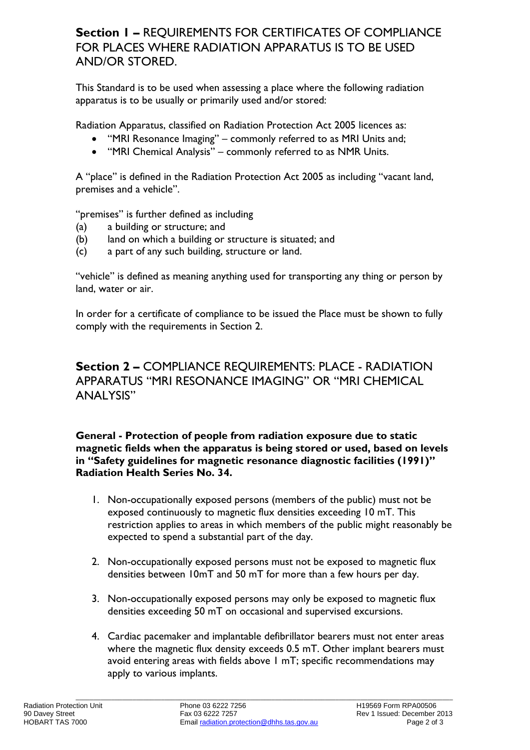## **Section 1 –** REQUIREMENTS FOR CERTIFICATES OF COMPLIANCE FOR PLACES WHERE RADIATION APPARATUS IS TO BE USED AND/OR STORED.

This Standard is to be used when assessing a place where the following radiation apparatus is to be usually or primarily used and/or stored:

Radiation Apparatus, classified on Radiation Protection Act 2005 licences as:

- "MRI Resonance Imaging" – commonly referred to as MRI Units and;
- "MRI Chemical Analysis" – commonly referred to as NMR Units.

A "place" is defined in the Radiation Protection Act 2005 as including "vacant land, premises and a vehicle".

"premises" is further defined as including

(a) a building or structure; and
(b) land on which a building or structure is situated; and
(c) a part of any such building, structure or land.

"vehicle" is defined as meaning anything used for transporting any thing or person by land, water or air.

In order for a certificate of compliance to be issued the Place must be shown to fully comply with the requirements in Section 2.

## **Section 2 –** COMPLIANCE REQUIREMENTS: PLACE - RADIATION APPARATUS "MRI RESONANCE IMAGING" OR "MRI CHEMICAL ANALYSIS"

**General - Protection of people from radiation exposure due to static magnetic fields when the apparatus is being stored or used, based on levels in "Safety guidelines for magnetic resonance diagnostic facilities (1991)" Radiation Health Series No. 34.**

1. Non-occupationally exposed persons (members of the public) must not be exposed continuously to magnetic flux densities exceeding 10 mT. This restriction applies to areas in which members of the public might reasonably be expected to spend a substantial part of the day.

2. Non-occupationally exposed persons must not be exposed to magnetic flux densities between 10mT and 50 mT for more than a few hours per day.

3. Non-occupationally exposed persons may only be exposed to magnetic flux densities exceeding 50 mT on occasional and supervised excursions.

4. Cardiac pacemaker and implantable defibrillator bearers must not enter areas where the magnetic flux density exceeds 0.5 mT. Other implant bearers must avoid entering areas with fields above 1 mT; specific recommendations may apply to various implants.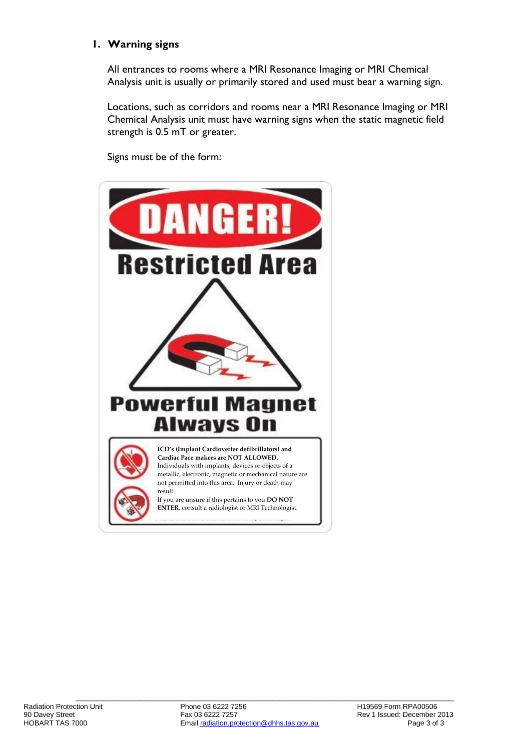## 1. Warning signs

All entrances to rooms where a MRI Resonance Imaging or MRI Chemical Analysis unit is usually or primarily stored and used must bear a warning sign.

Locations, such as corridors and rooms near a MRI Resonance Imaging or MRI Chemical Analysis unit must have warning signs when the static magnetic field strength is 0.5 mT or greater.

Signs must be of the form:

DANGER!

Restricted Area

Powerful Magnet
Always On

**ICD's (Implant Cardioverter defibrillators) and Cardiac Pace makers are NOT ALLOWED**. Individuals with implants, devices or objects of a metallic, electronic, magnetic or mechanical nature are not permitted into this area. Injury or death may result.

If you are unsure if this pertains to you **DO NOT ENTER**, consult a radiologist or MRI Technologist.